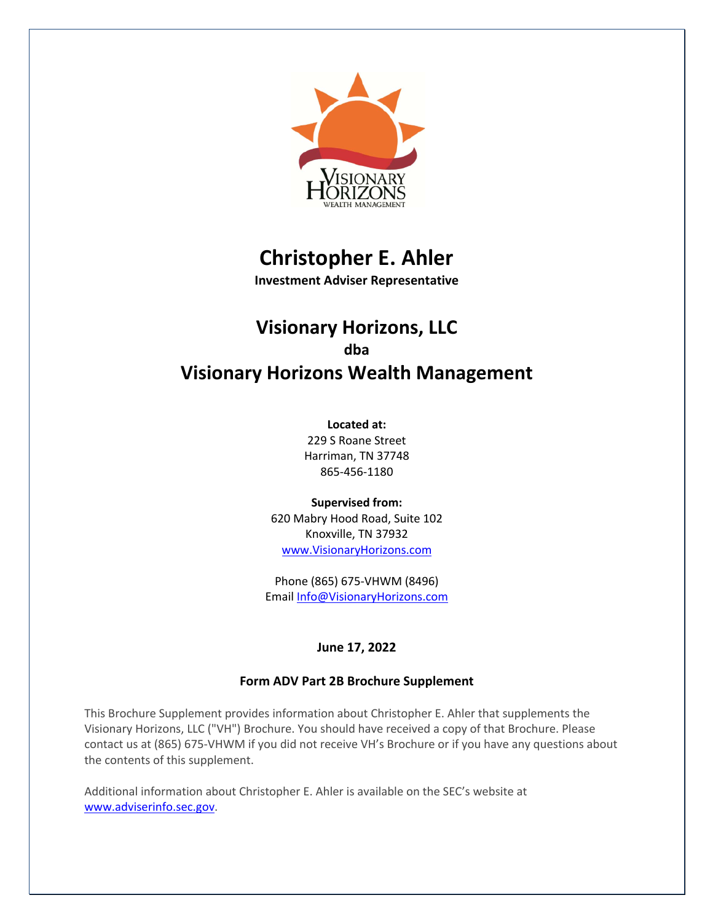# Christopher E. Ahler

**Investment Adviser Representative**

## Visionary Horizons, LLC

**dba**

## Visionary Horizons Wealth Management

**Located at:**
229 S Roane Street
Harriman, TN 37748
865-456-1180

**Supervised from:**
620 Mabry Hood Road, Suite 102
Knoxville, TN 37932
www.VisionaryHorizons.com

Phone (865) 675-VHWM (8496)
Email Info@VisionaryHorizons.com

**June 17, 2022**

**Form ADV Part 2B Brochure Supplement**

This Brochure Supplement provides information about Christopher E. Ahler that supplements the Visionary Horizons, LLC ("VH") Brochure. You should have received a copy of that Brochure. Please contact us at (865) 675-VHWM if you did not receive VH's Brochure or if you have any questions about the contents of this supplement.

Additional information about Christopher E. Ahler is available on the SEC's website at www.adviserinfo.sec.gov.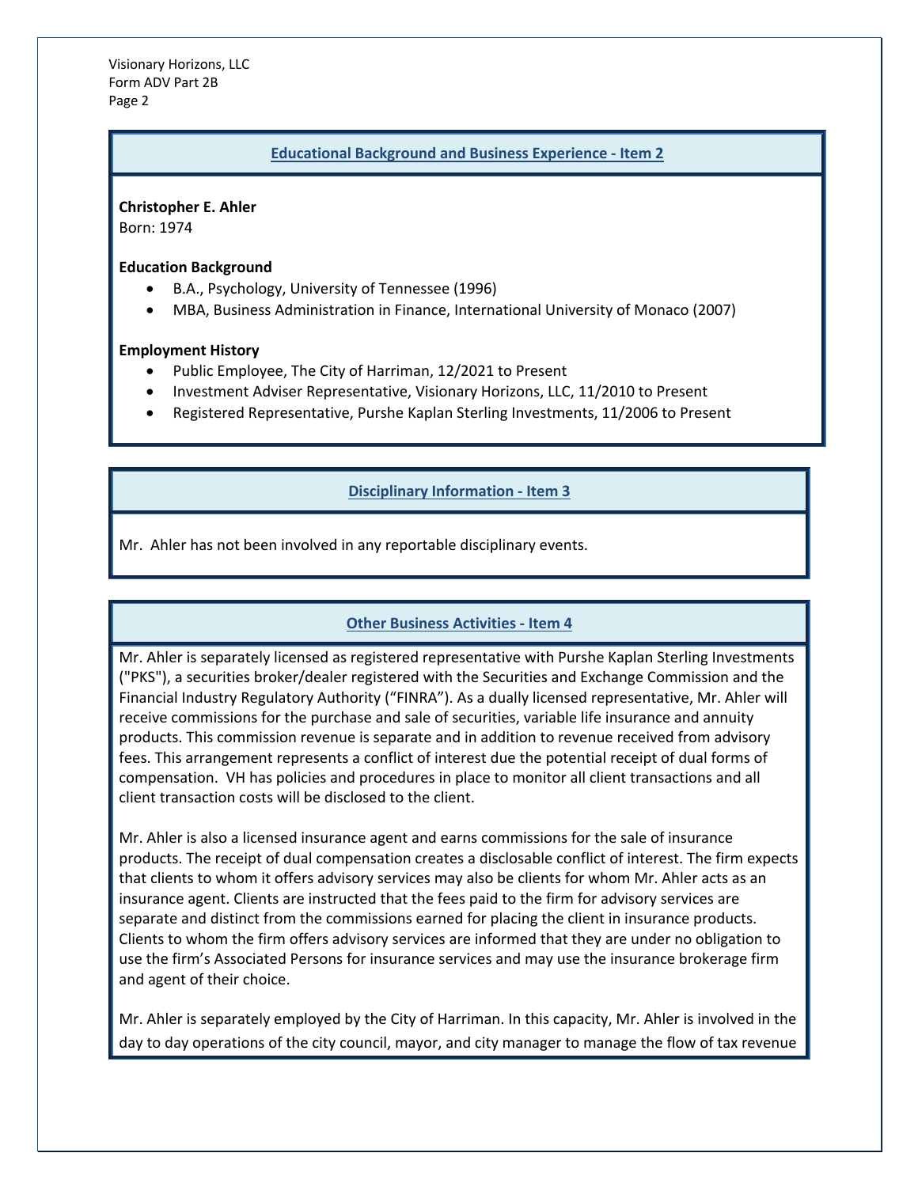## Educational Background and Business Experience - Item 2

**Christopher E. Ahler**
Born: 1974

**Education Background**

- B.A., Psychology, University of Tennessee (1996)
- MBA, Business Administration in Finance, International University of Monaco (2007)

**Employment History**

- Public Employee, The City of Harriman, 12/2021 to Present
- Investment Adviser Representative, Visionary Horizons, LLC, 11/2010 to Present
- Registered Representative, Purshe Kaplan Sterling Investments, 11/2006 to Present

## Disciplinary Information - Item 3

Mr. Ahler has not been involved in any reportable disciplinary events.

## Other Business Activities - Item 4

Mr. Ahler is separately licensed as registered representative with Purshe Kaplan Sterling Investments ("PKS"), a securities broker/dealer registered with the Securities and Exchange Commission and the Financial Industry Regulatory Authority ("FINRA"). As a dually licensed representative, Mr. Ahler will receive commissions for the purchase and sale of securities, variable life insurance and annuity products. This commission revenue is separate and in addition to revenue received from advisory fees. This arrangement represents a conflict of interest due the potential receipt of dual forms of compensation. VH has policies and procedures in place to monitor all client transactions and all client transaction costs will be disclosed to the client.

Mr. Ahler is also a licensed insurance agent and earns commissions for the sale of insurance products. The receipt of dual compensation creates a disclosable conflict of interest. The firm expects that clients to whom it offers advisory services may also be clients for whom Mr. Ahler acts as an insurance agent. Clients are instructed that the fees paid to the firm for advisory services are separate and distinct from the commissions earned for placing the client in insurance products. Clients to whom the firm offers advisory services are informed that they are under no obligation to use the firm's Associated Persons for insurance services and may use the insurance brokerage firm and agent of their choice.

Mr. Ahler is separately employed by the City of Harriman. In this capacity, Mr. Ahler is involved in the day to day operations of the city council, mayor, and city manager to manage the flow of tax revenue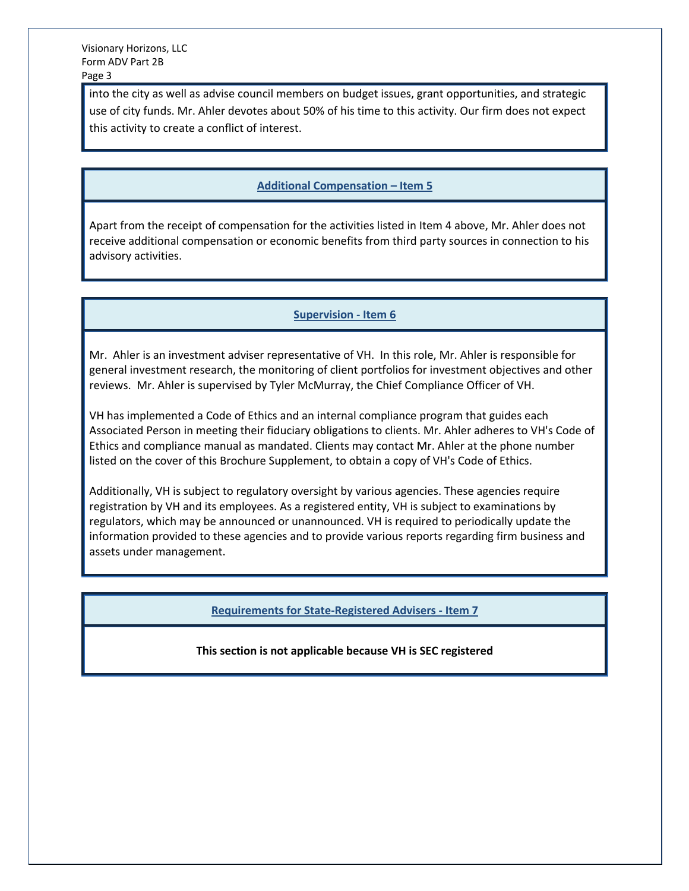into the city as well as advise council members on budget issues, grant opportunities, and strategic use of city funds. Mr. Ahler devotes about 50% of his time to this activity. Our firm does not expect this activity to create a conflict of interest.

## Additional Compensation – Item 5

Apart from the receipt of compensation for the activities listed in Item 4 above, Mr. Ahler does not receive additional compensation or economic benefits from third party sources in connection to his advisory activities.

## Supervision - Item 6

Mr. Ahler is an investment adviser representative of VH. In this role, Mr. Ahler is responsible for general investment research, the monitoring of client portfolios for investment objectives and other reviews. Mr. Ahler is supervised by Tyler McMurray, the Chief Compliance Officer of VH.

VH has implemented a Code of Ethics and an internal compliance program that guides each Associated Person in meeting their fiduciary obligations to clients. Mr. Ahler adheres to VH's Code of Ethics and compliance manual as mandated. Clients may contact Mr. Ahler at the phone number listed on the cover of this Brochure Supplement, to obtain a copy of VH's Code of Ethics.

Additionally, VH is subject to regulatory oversight by various agencies. These agencies require registration by VH and its employees. As a registered entity, VH is subject to examinations by regulators, which may be announced or unannounced. VH is required to periodically update the information provided to these agencies and to provide various reports regarding firm business and assets under management.

## Requirements for State-Registered Advisers - Item 7

**This section is not applicable because VH is SEC registered**